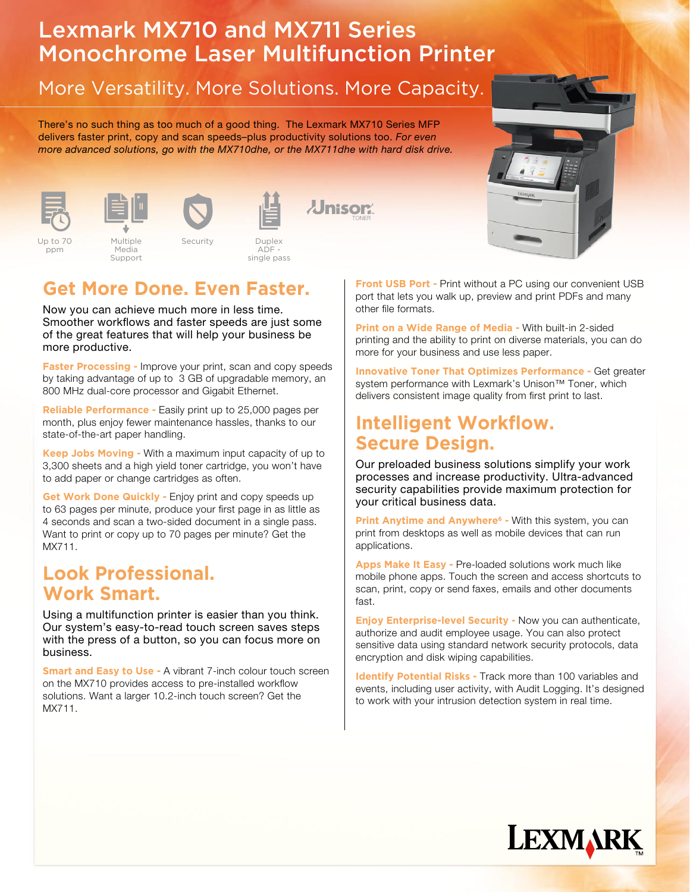# Lexmark MX710 and MX711 Series Monochrome Laser Multifunction Printer

## More Versatility. More Solutions. More Capacity.

There's no such thing as too much of a good thing. The Lexmark MX710 Series MFP delivers faster print, copy and scan speeds–plus productivity solutions too. *For even more advanced solutions, go with the MX710dhe, or the MX711dhe with hard disk drive.*

Up to 70 ppm

Multiple Media Support

Security

Duplex ADF - single pass

Unison TONER

## Get More Done. Even Faster.

Now you can achieve much more in less time. Smoother workflows and faster speeds are just some of the great features that will help your business be more productive.

**Faster Processing -** Improve your print, scan and copy speeds by taking advantage of up to 3 GB of upgradable memory, an 800 MHz dual-core processor and Gigabit Ethernet.

**Reliable Performance -** Easily print up to 25,000 pages per month, plus enjoy fewer maintenance hassles, thanks to our state-of-the-art paper handling.

**Keep Jobs Moving -** With a maximum input capacity of up to 3,300 sheets and a high yield toner cartridge, you won't have to add paper or change cartridges as often.

**Get Work Done Quickly -** Enjoy print and copy speeds up to 63 pages per minute, produce your first page in as little as 4 seconds and scan a two-sided document in a single pass. Want to print or copy up to 70 pages per minute? Get the MX711.

## Look Professional. Work Smart.

Using a multifunction printer is easier than you think. Our system's easy-to-read touch screen saves steps with the press of a button, so you can focus more on business.

**Smart and Easy to Use -** A vibrant 7-inch colour touch screen on the MX710 provides access to pre-installed workflow solutions. Want a larger 10.2-inch touch screen? Get the MX711.

**Front USB Port -** Print without a PC using our convenient USB port that lets you walk up, preview and print PDFs and many other file formats.

**Print on a Wide Range of Media -** With built-in 2-sided printing and the ability to print on diverse materials, you can do more for your business and use less paper.

**Innovative Toner That Optimizes Performance -** Get greater system performance with Lexmark's Unison™ Toner, which delivers consistent image quality from first print to last.

## Intelligent Workflow. Secure Design.

Our preloaded business solutions simplify your work processes and increase productivity. Ultra-advanced security capabilities provide maximum protection for your critical business data.

**Print Anytime and Anywhere[6] -** With this system, you can print from desktops as well as mobile devices that can run applications.

**Apps Make It Easy -** Pre-loaded solutions work much like mobile phone apps. Touch the screen and access shortcuts to scan, print, copy or send faxes, emails and other documents fast.

**Enjoy Enterprise-level Security -** Now you can authenticate, authorize and audit employee usage. You can also protect sensitive data using standard network security protocols, data encryption and disk wiping capabilities.

**Identify Potential Risks -** Track more than 100 variables and events, including user activity, with Audit Logging. It's designed to work with your intrusion detection system in real time.

LEXMARK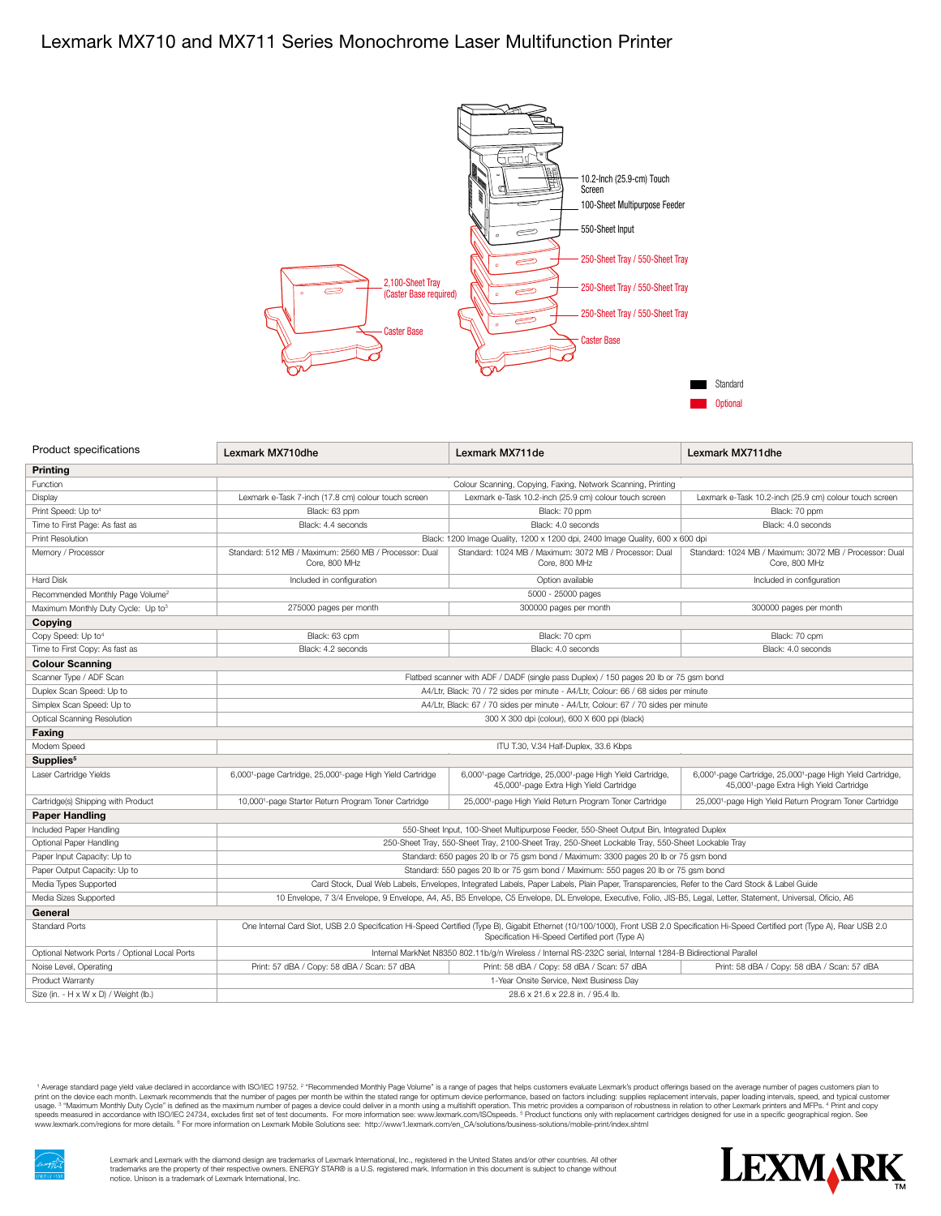# Lexmark MX710 and MX711 Series Monochrome Laser Multifunction Printer

10.2-Inch (25.9-cm) Touch Screen

100-Sheet Multipurpose Feeder

550-Sheet Input

250-Sheet Tray / 550-Sheet Tray

250-Sheet Tray / 550-Sheet Tray

250-Sheet Tray / 550-Sheet Tray

Caster Base

2,100-Sheet Tray (Caster Base required)

Caster Base

Standard

Optional

| Product specifications | Lexmark MX710dhe | Lexmark MX711de | Lexmark MX711dhe |
|---|---|---|---|
| **Printing** | | | |
| Function | Colour Scanning, Copying, Faxing, Network Scanning, Printing | | |
| Display | Lexmark e-Task 7-inch (17.8 cm) colour touch screen | Lexmark e-Task 10.2-inch (25.9 cm) colour touch screen | Lexmark e-Task 10.2-inch (25.9 cm) colour touch screen |
| Print Speed: Up to[4] | Black: 63 ppm | Black: 70 ppm | Black: 70 ppm |
| Time to First Page: As fast as | Black: 4.4 seconds | Black: 4.0 seconds | Black: 4.0 seconds |
| Print Resolution | Black: 1200 Image Quality, 1200 x 1200 dpi, 2400 Image Quality, 600 x 600 dpi | | |
| Memory / Processor | Standard: 512 MB / Maximum: 2560 MB / Processor: Dual Core, 800 MHz | Standard: 1024 MB / Maximum: 3072 MB / Processor: Dual Core, 800 MHz | Standard: 1024 MB / Maximum: 3072 MB / Processor: Dual Core, 800 MHz |
| Hard Disk | Included in configuration | Option available | Included in configuration |
| Recommended Monthly Page Volume[2] | 5000 - 25000 pages | | |
| Maximum Monthly Duty Cycle: Up to[3] | 275000 pages per month | 300000 pages per month | 300000 pages per month |
| **Copying** | | | |
| Copy Speed: Up to[4] | Black: 63 cpm | Black: 70 cpm | Black: 70 cpm |
| Time to First Copy: As fast as | Black: 4.2 seconds | Black: 4.0 seconds | Black: 4.0 seconds |
| **Colour Scanning** | | | |
| Scanner Type / ADF Scan | Flatbed scanner with ADF / DADF (single pass Duplex) / 150 pages 20 lb or 75 gsm bond | | |
| Duplex Scan Speed: Up to | A4/Ltr, Black: 70 / 72 sides per minute - A4/Ltr, Colour: 66 / 68 sides per minute | | |
| Simplex Scan Speed: Up to | A4/Ltr, Black: 67 / 70 sides per minute - A4/Ltr, Colour: 67 / 70 sides per minute | | |
| Optical Scanning Resolution | 300 X 300 dpi (colour), 600 X 600 ppi (black) | | |
| **Faxing** | | | |
| Modem Speed | ITU T.30, V.34 Half-Duplex, 33.6 Kbps | | |
| **Supplies[5]** | | | |
| Laser Cartridge Yields | 6,000[1]-page Cartridge, 25,000[1]-page High Yield Cartridge | 6,000[1]-page Cartridge, 25,000[1]-page High Yield Cartridge, 45,000[1]-page Extra High Yield Cartridge | 6,000[1]-page Cartridge, 25,000[1]-page High Yield Cartridge, 45,000[1]-page Extra High Yield Cartridge |
| Cartridge(s) Shipping with Product | 10,000[1]-page Starter Return Program Toner Cartridge | 25,000[1]-page High Yield Return Program Toner Cartridge | 25,000[1]-page High Yield Return Program Toner Cartridge |
| **Paper Handling** | | | |
| Included Paper Handling | 550-Sheet Input, 100-Sheet Multipurpose Feeder, 550-Sheet Output Bin, Integrated Duplex | | |
| Optional Paper Handling | 250-Sheet Tray, 550-Sheet Tray, 2100-Sheet Tray, 250-Sheet Lockable Tray, 550-Sheet Lockable Tray | | |
| Paper Input Capacity: Up to | Standard: 650 pages 20 lb or 75 gsm bond / Maximum: 3300 pages 20 lb or 75 gsm bond | | |
| Paper Output Capacity: Up to | Standard: 550 pages 20 lb or 75 gsm bond / Maximum: 550 pages 20 lb or 75 gsm bond | | |
| Media Types Supported | Card Stock, Dual Web Labels, Envelopes, Integrated Labels, Paper Labels, Plain Paper, Transparencies, Refer to the Card Stock & Label Guide | | |
| Media Sizes Supported | 10 Envelope, 7 3/4 Envelope, 9 Envelope, A4, A5, B5 Envelope, C5 Envelope, DL Envelope, Executive, Folio, JIS-B5, Legal, Letter, Statement, Universal, Oficio, A6 | | |
| **General** | | | |
| Standard Ports | One Internal Card Slot, USB 2.0 Specification Hi-Speed Certified (Type B), Gigabit Ethernet (10/100/1000), Front USB 2.0 Specification Hi-Speed Certified port (Type A), Rear USB 2.0 Specification Hi-Speed Certified port (Type A) | | |
| Optional Network Ports / Optional Local Ports | Internal MarkNet N8350 802.11b/g/n Wireless / Internal RS-232C serial, Internal 1284-B Bidirectional Parallel | | |
| Noise Level, Operating | Print: 57 dBA / Copy: 58 dBA / Scan: 57 dBA | Print: 58 dBA / Copy: 58 dBA / Scan: 57 dBA | Print: 58 dBA / Copy: 58 dBA / Scan: 57 dBA |
| Product Warranty | 1-Year Onsite Service, Next Business Day | | |
| Size (in. - H x W x D) / Weight (lb.) | 28.6 x 21.6 x 22.8 in. / 95.4 lb. | | |

[1] Average standard page yield value declared in accordance with ISO/IEC 19752. [2] "Recommended Monthly Page Volume" is a range of pages that helps customers evaluate Lexmark's product offerings based on the average number of pages customers plan to print on the device each month. Lexmark recommends that the number of pages per month be within the stated range for optimum device performance, based on factors including: supplies replacement intervals, paper loading intervals, speed, and typical customer usage. [3] "Maximum Monthly Duty Cycle" is defined as the maximum number of pages a device could deliver in a month using a multishift operation. This metric provides a comparison of robustness in relation to other Lexmark printers and MFPs. [4] Print and copy speeds measured in accordance with ISO/IEC 24734, excludes first set of test documents. For more information see: www.lexmark.com/ISOspeeds. [5] Product functions only with replacement cartridges designed for use in a specific geographical region. See www.lexmark.com/regions for more details. [6] For more information on Lexmark Mobile Solutions see: http://www1.lexmark.com/en_CA/solutions/business-solutions/mobile-print/index.shtml

Lexmark and Lexmark with the diamond design are trademarks of Lexmark International, Inc., registered in the United States and/or other countries. All other trademarks are the property of their respective owners. ENERGY STAR® is a U.S. registered mark. Information in this document is subject to change without notice. Unison is a trademark of Lexmark International, Inc.